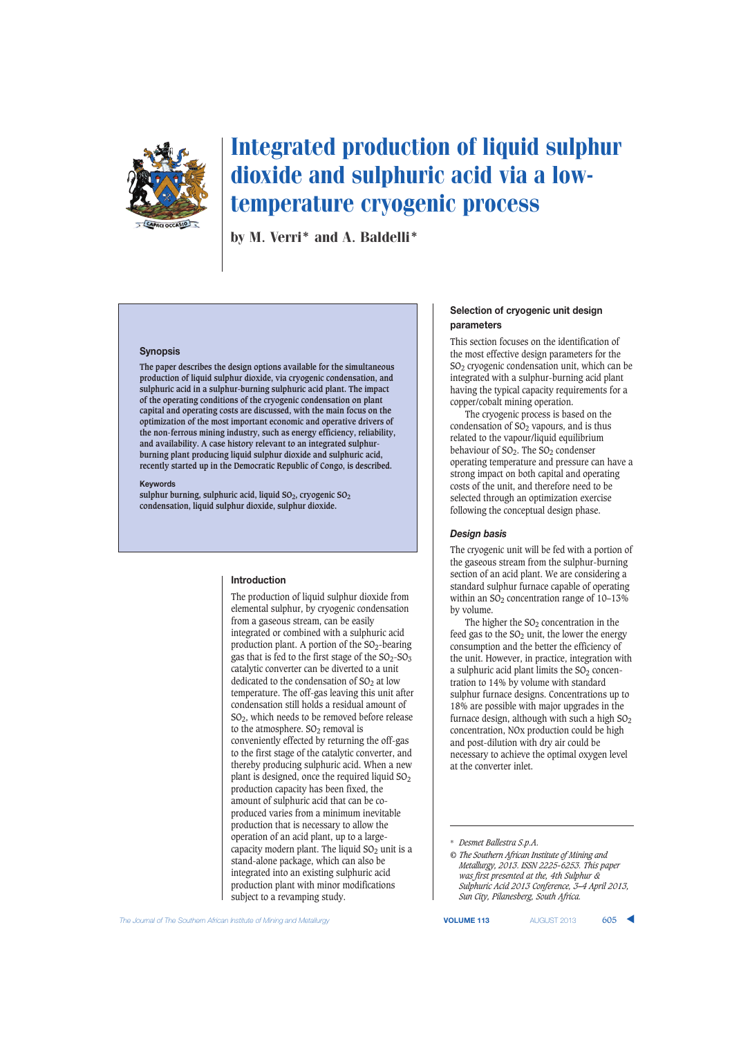# Integrated production of liquid sulphur dioxide and sulphuric acid via a low-temperature cryogenic process

by M. Verri* and A. Baldelli*

## Synopsis

**The paper describes the design options available for the simultaneous production of liquid sulphur dioxide, via cryogenic condensation, and sulphuric acid in a sulphur-burning sulphuric acid plant. The impact of the operating conditions of the cryogenic condensation on plant capital and operating costs are discussed, with the main focus on the optimization of the most important economic and operative drivers of the non-ferrous mining industry, such as energy efficiency, reliability, and availability. A case history relevant to an integrated sulphur-burning plant producing liquid sulphur dioxide and sulphuric acid, recently started up in the Democratic Republic of Congo, is described.**

### Keywords

**sulphur burning, sulphuric acid, liquid $SO_2$, cryogenic $SO_2$ condensation, liquid sulphur dioxide, sulphur dioxide.**

## Introduction

The production of liquid sulphur dioxide from elemental sulphur, by cryogenic condensation from a gaseous stream, can be easily integrated or combined with a sulphuric acid production plant. A portion of the $SO_2$-bearing gas that is fed to the first stage of the $SO_2$-$SO_3$ catalytic converter can be diverted to a unit dedicated to the condensation of $SO_2$ at low temperature. The off-gas leaving this unit after condensation still holds a residual amount of $SO_2$, which needs to be removed before release to the atmosphere. $SO_2$ removal is conveniently effected by returning the off-gas to the first stage of the catalytic converter, and thereby producing sulphuric acid. When a new plant is designed, once the required liquid $SO_2$ production capacity has been fixed, the amount of sulphuric acid that can be co-produced varies from a minimum inevitable production that is necessary to allow the operation of an acid plant, up to a large-capacity modern plant. The liquid $SO_2$ unit is a stand-alone package, which can also be integrated into an existing sulphuric acid production plant with minor modifications subject to a revamping study.

## Selection of cryogenic unit design parameters

This section focuses on the identification of the most effective design parameters for the $SO_2$ cryogenic condensation unit, which can be integrated with a sulphur-burning acid plant having the typical capacity requirements for a copper/cobalt mining operation.

The cryogenic process is based on the condensation of $SO_2$ vapours, and is thus related to the vapour/liquid equilibrium behaviour of $SO_2$. The $SO_2$ condenser operating temperature and pressure can have a strong impact on both capital and operating costs of the unit, and therefore need to be selected through an optimization exercise following the conceptual design phase.

### *Design basis*

The cryogenic unit will be fed with a portion of the gaseous stream from the sulphur-burning section of an acid plant. We are considering a standard sulphur furnace capable of operating within an $SO_2$ concentration range of 10–13% by volume.

The higher the $SO_2$ concentration in the feed gas to the $SO_2$ unit, the lower the energy consumption and the better the efficiency of the unit. However, in practice, integration with a sulphuric acid plant limits the $SO_2$ concentration to 14% by volume with standard sulphur furnace designs. Concentrations up to 18% are possible with major upgrades in the furnace design, although with such a high $SO_2$ concentration, NOx production could be high and post-dilution with dry air could be necessary to achieve the optimal oxygen level at the converter inlet.

---

\* *Desmet Ballestra S.p.A.*

© *The Southern African Institute of Mining and Metallurgy, 2013. ISSN 2225-6253. This paper was first presented at the, 4th Sulphur & Sulphuric Acid 2013 Conference, 3–4 April 2013, Sun City, Pilanesberg, South Africa.*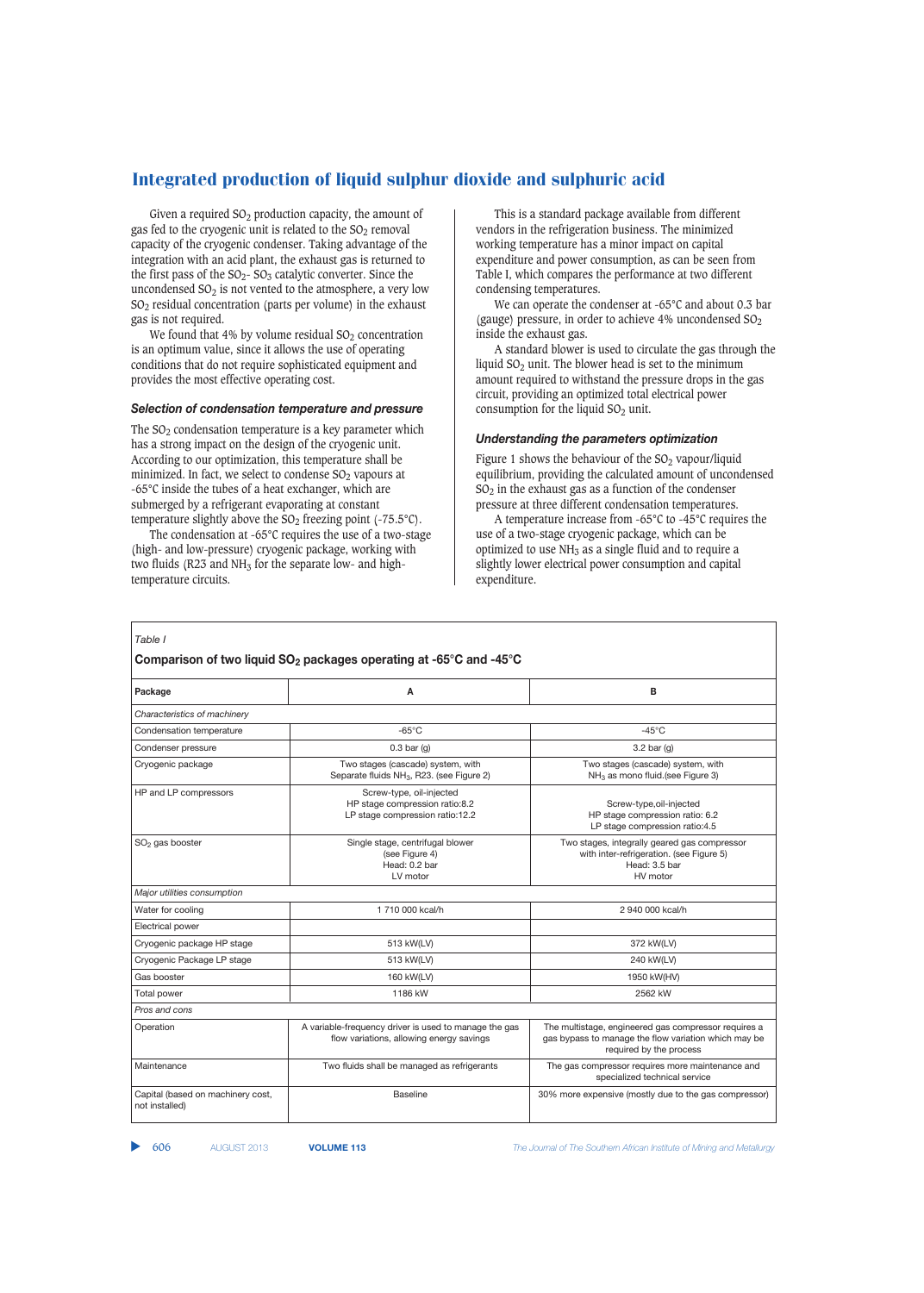Given a required $SO_2$ production capacity, the amount of gas fed to the cryogenic unit is related to the $SO_2$ removal capacity of the cryogenic condenser. Taking advantage of the integration with an acid plant, the exhaust gas is returned to the first pass of the $SO_2$- $SO_3$ catalytic converter. Since the uncondensed $SO_2$ is not vented to the atmosphere, a very low $SO_2$ residual concentration (parts per volume) in the exhaust gas is not required.

We found that 4% by volume residual $SO_2$ concentration is an optimum value, since it allows the use of operating conditions that do not require sophisticated equipment and provides the most effective operating cost.

### *Selection of condensation temperature and pressure*

The $SO_2$ condensation temperature is a key parameter which has a strong impact on the design of the cryogenic unit. According to our optimization, this temperature shall be minimized. In fact, we select to condense $SO_2$ vapours at -65°C inside the tubes of a heat exchanger, which are submerged by a refrigerant evaporating at constant temperature slightly above the $SO_2$ freezing point (-75.5°C).

The condensation at -65°C requires the use of a two-stage (high- and low-pressure) cryogenic package, working with two fluids (R23 and $NH_3$ for the separate low- and high-temperature circuits.

This is a standard package available from different vendors in the refrigeration business. The minimized working temperature has a minor impact on capital expenditure and power consumption, as can be seen from Table I, which compares the performance at two different condensing temperatures.

We can operate the condenser at -65°C and about 0.3 bar (gauge) pressure, in order to achieve 4% uncondensed $SO_2$ inside the exhaust gas.

A standard blower is used to circulate the gas through the liquid $SO_2$ unit. The blower head is set to the minimum amount required to withstand the pressure drops in the gas circuit, providing an optimized total electrical power consumption for the liquid $SO_2$ unit.

### *Understanding the parameters optimization*

Figure 1 shows the behaviour of the $SO_2$ vapour/liquid equilibrium, providing the calculated amount of uncondensed $SO_2$ in the exhaust gas as a function of the condenser pressure at three different condensation temperatures.

A temperature increase from -65°C to -45°C requires the use of a two-stage cryogenic package, which can be optimized to use $NH_3$ as a single fluid and to require a slightly lower electrical power consumption and capital expenditure.

*Table I*

**Comparison of two liquid $SO_2$ packages operating at -65°C and -45°C**

| Package | A | B |
|---|---|---|
| *Characteristics of machinery* | | |
| Condensation temperature | -65°C | -45°C |
| Condenser pressure | 0.3 bar (g) | 3.2 bar (g) |
| Cryogenic package | Two stages (cascade) system, with Separate fluids $NH_3$, R23. (see Figure 2) | Two stages (cascade) system, with $NH_3$ as mono fluid.(see Figure 3) |
| HP and LP compressors | Screw-type, oil-injected HP stage compression ratio:8.2 LP stage compression ratio:12.2 | Screw-type,oil-injected HP stage compression ratio: 6.2 LP stage compression ratio:4.5 |
| $SO_2$ gas booster | Single stage, centrifugal blower (see Figure 4) Head: 0.2 bar LV motor | Two stages, integrally geared gas compressor with inter-refrigeration. (see Figure 5) Head: 3.5 bar HV motor |
| *Major utilities consumption* | | |
| Water for cooling | 1 710 000 kcal/h | 2 940 000 kcal/h |
| Electrical power | | |
| Cryogenic package HP stage | 513 kW(LV) | 372 kW(LV) |
| Cryogenic Package LP stage | 513 kW(LV) | 240 kW(LV) |
| Gas booster | 160 kW(LV) | 1950 kW(HV) |
| Total power | 1186 kW | 2562 kW |
| *Pros and cons* | | |
| Operation | A variable-frequency driver is used to manage the gas flow variations, allowing energy savings | The multistage, engineered gas compressor requires a gas bypass to manage the flow variation which may be required by the process |
| Maintenance | Two fluids shall be managed as refrigerants | The gas compressor requires more maintenance and specialized technical service |
| Capital (based on machinery cost, not installed) | Baseline | 30% more expensive (mostly due to the gas compressor) |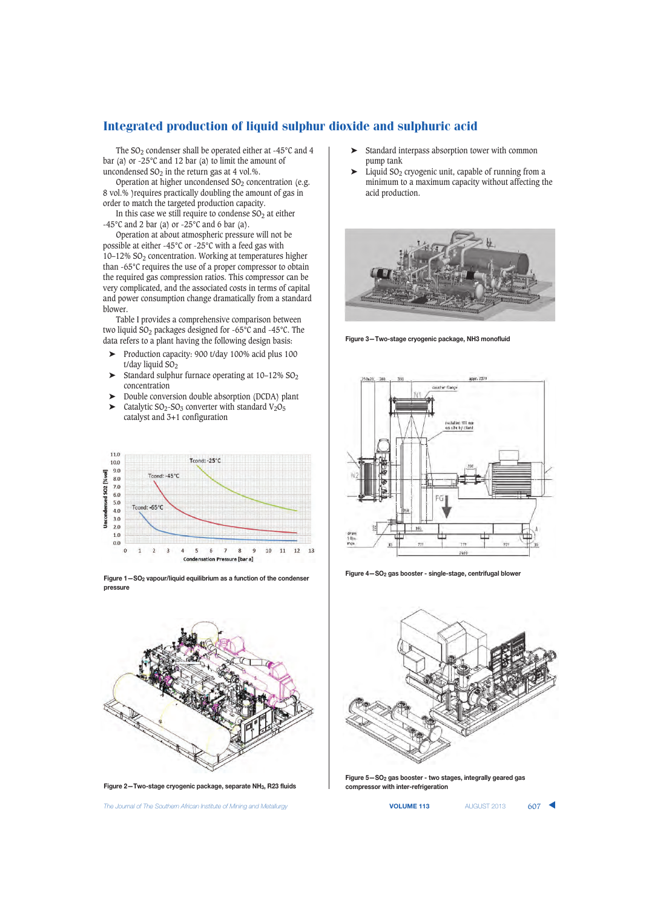The $SO_2$ condenser shall be operated either at -45°C and 4 bar (a) or -25°C and 12 bar (a) to limit the amount of uncondensed $SO_2$ in the return gas at 4 vol.%.

Operation at higher uncondensed $SO_2$ concentration (e.g. 8 vol.% )requires practically doubling the amount of gas in order to match the targeted production capacity.

In this case we still require to condense $SO_2$ at either -45°C and 2 bar (a) or -25°C and 6 bar (a).

Operation at about atmospheric pressure will not be possible at either -45°C or -25°C with a feed gas with 10–12% $SO_2$ concentration. Working at temperatures higher than -65°C requires the use of a proper compressor to obtain the required gas compression ratios. This compressor can be very complicated, and the associated costs in terms of capital and power consumption change dramatically from a standard blower.

Table I provides a comprehensive comparison between two liquid $SO_2$ packages designed for -65°C and -45°C. The data refers to a plant having the following design basis:

- Production capacity: 900 t/day 100% acid plus 100 t/day liquid $SO_2$
- Standard sulphur furnace operating at 10–12% $SO_2$ concentration
- Double conversion double absorption (DCDA) plant
- Catalytic $SO_2$-$SO_3$ converter with standard $V_2O_5$ catalyst and 3+1 configuration
- Standard interpass absorption tower with common pump tank
- Liquid $SO_2$ cryogenic unit, capable of running from a minimum to a maximum capacity without affecting the acid production.

Figure 1—$SO_2$ vapour/liquid equilibrium as a function of the condenser pressure

Figure 2—Two-stage cryogenic package, separate $NH_3$, R23 fluids

Figure 3—Two-stage cryogenic package, NH3 monofluid

Figure 4—$SO_2$ gas booster - single-stage, centrifugal blower

Figure 5—$SO_2$ gas booster - two stages, integrally geared gas compressor with inter-refrigeration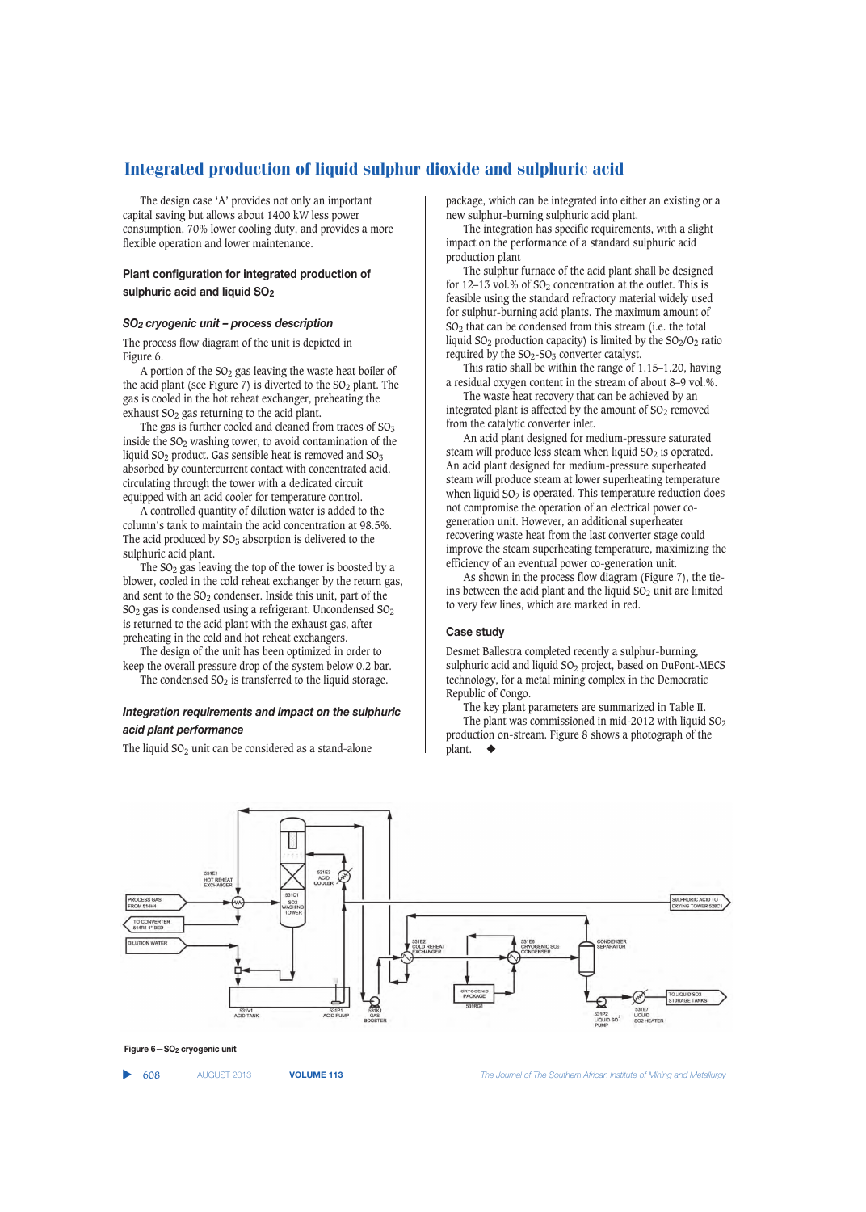The design case 'A' provides not only an important capital saving but allows about 1400 kW less power consumption, 70% lower cooling duty, and provides a more flexible operation and lower maintenance.

### Plant configuration for integrated production of sulphuric acid and liquid $SO_2$

#### *$SO_2$ cryogenic unit – process description*

The process flow diagram of the unit is depicted in Figure 6.

A portion of the $SO_2$ gas leaving the waste heat boiler of the acid plant (see Figure 7) is diverted to the $SO_2$ plant. The gas is cooled in the hot reheat exchanger, preheating the exhaust $SO_2$ gas returning to the acid plant.

The gas is further cooled and cleaned from traces of $SO_3$ inside the $SO_2$ washing tower, to avoid contamination of the liquid $SO_2$ product. Gas sensible heat is removed and $SO_3$ absorbed by countercurrent contact with concentrated acid, circulating through the tower with a dedicated circuit equipped with an acid cooler for temperature control.

A controlled quantity of dilution water is added to the column's tank to maintain the acid concentration at 98.5%. The acid produced by $SO_3$ absorption is delivered to the sulphuric acid plant.

The $SO_2$ gas leaving the top of the tower is boosted by a blower, cooled in the cold reheat exchanger by the return gas, and sent to the $SO_2$ condenser. Inside this unit, part of the $SO_2$ gas is condensed using a refrigerant. Uncondensed $SO_2$ is returned to the acid plant with the exhaust gas, after preheating in the cold and hot reheat exchangers.

The design of the unit has been optimized in order to keep the overall pressure drop of the system below 0.2 bar.

The condensed $SO_2$ is transferred to the liquid storage.

#### *Integration requirements and impact on the sulphuric acid plant performance*

The liquid $SO_2$ unit can be considered as a stand-alone package, which can be integrated into either an existing or a new sulphur-burning sulphuric acid plant.

The integration has specific requirements, with a slight impact on the performance of a standard sulphuric acid production plant

The sulphur furnace of the acid plant shall be designed for 12–13 vol.% of $SO_2$ concentration at the outlet. This is feasible using the standard refractory material widely used for sulphur-burning acid plants. The maximum amount of $SO_2$ that can be condensed from this stream (i.e. the total liquid $SO_2$ production capacity) is limited by the $SO_2/O_2$ ratio required by the $SO_2$-$SO_3$ converter catalyst.

This ratio shall be within the range of 1.15–1.20, having a residual oxygen content in the stream of about 8–9 vol.%.

The waste heat recovery that can be achieved by an integrated plant is affected by the amount of $SO_2$ removed from the catalytic converter inlet.

An acid plant designed for medium-pressure saturated steam will produce less steam when liquid $SO_2$ is operated. An acid plant designed for medium-pressure superheated steam will produce steam at lower superheating temperature when liquid $SO_2$ is operated. This temperature reduction does not compromise the operation of an electrical power co-generation unit. However, an additional superheater recovering waste heat from the last converter stage could improve the steam superheating temperature, maximizing the efficiency of an eventual power co-generation unit.

As shown in the process flow diagram (Figure 7), the tie-ins between the acid plant and the liquid $SO_2$ unit are limited to very few lines, which are marked in red.

### Case study

Desmet Ballestra completed recently a sulphur-burning, sulphuric acid and liquid $SO_2$ project, based on DuPont-MECS technology, for a metal mining complex in the Democratic Republic of Congo.

The key plant parameters are summarized in Table II.

The plant was commissioned in mid-2012 with liquid $SO_2$ production on-stream. Figure 8 shows a photograph of the plant. ◆

Figure 6—$SO_2$ cryogenic unit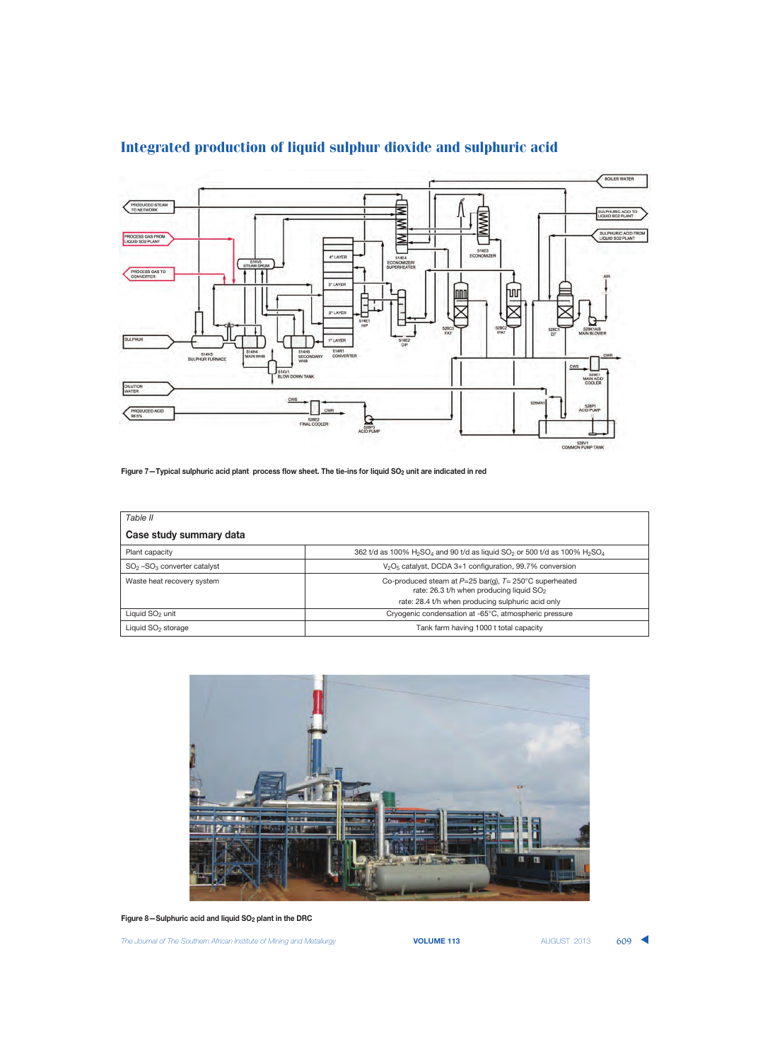# Integrated production of liquid sulphur dioxide and sulphuric acid

BOILER WATER

PRODUCED STEAM TO NETWORK

SULPHURIC ACID TO LIQUID SO2 PLANT

SULPHURIC ACID FROM LIQUID SO2 PLANT

PROCESS GAS FROM LIQUID SO2 PLANT

PROCESS GAS TO CONVERTER

514V5 STEAM DRUM

4° LAYER

514E4 ECONOMIZER/ SUPERHEATER

514E3 ECONOMIZER

3° LAYER

AIR

2° LAYER

514E1 HIP

1° LAYER

514E2 CIP

528C3 FAT

528C2 IPAT

528C1 DT

528K1A/B MAIN BLOWER

SULPHUR

514H3 SULPHUR FURNACE

514H4 MAIN WHB

514H5 SECONDARY WHB

514R1 CONVERTER

514V1 BLOW DOWN TANK

CWS

CWR

528E1 MAIN ACID COOLER

DILUTION WATER

528MX1

528P1 ACID PUMP

PRODUCED ACID 98.5%

CWS

CWR

528E2 FINAL COOLER

528P3 ACID PUMP

528V1 COMMON PUMP TANK

**Figure 7—Typical sulphuric acid plant process flow sheet. The tie-ins for liquid $SO_2$ unit are indicated in red**

*Table II*

**Case study summary data**

| | |
|---|---|
| Plant capacity | 362 t/d as 100% $H_2SO_4$ and 90 t/d as liquid $SO_2$ or 500 t/d as 100% $H_2SO_4$ |
| $SO_2$ –$SO_3$ converter catalyst | $V_2O_5$ catalyst, DCDA 3+1 configuration, 99.7% conversion |
| Waste heat recovery system | Co-produced steam at $P$=25 bar(g), $T$= 250°C superheated<br>rate: 26.3 t/h when producing liquid $SO_2$<br>rate: 28.4 t/h when producing sulphuric acid only |
| Liquid $SO_2$ unit | Cryogenic condensation at -65°C, atmospheric pressure |
| Liquid $SO_2$ storage | Tank farm having 1000 t total capacity |

**Figure 8—Sulphuric acid and liquid $SO_2$ plant in the DRC**